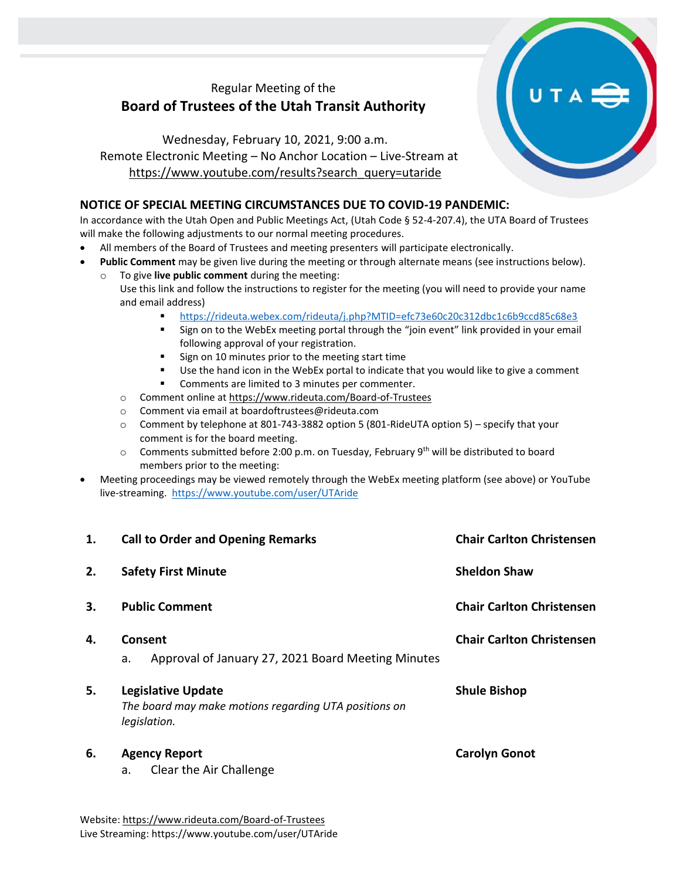Regular Meeting of the

# Board of Trustees of the Utah Transit Authority

Wednesday, February 10, 2021, 9:00 a.m.
Remote Electronic Meeting – No Anchor Location – Live-Stream at
https://www.youtube.com/results?search_query=utaride

## NOTICE OF SPECIAL MEETING CIRCUMSTANCES DUE TO COVID-19 PANDEMIC:

In accordance with the Utah Open and Public Meetings Act, (Utah Code § 52-4-207.4), the UTA Board of Trustees will make the following adjustments to our normal meeting procedures.

- All members of the Board of Trustees and meeting presenters will participate electronically.
- **Public Comment** may be given live during the meeting or through alternate means (see instructions below).
    - To give **live public comment** during the meeting:
      Use this link and follow the instructions to register for the meeting (you will need to provide your name and email address)
        - https://rideuta.webex.com/rideuta/j.php?MTID=efc73e60c20c312dbc1c6b9ccd85c68e3
        - Sign on to the WebEx meeting portal through the "join event" link provided in your email following approval of your registration.
        - Sign on 10 minutes prior to the meeting start time
        - Use the hand icon in the WebEx portal to indicate that you would like to give a comment
        - Comments are limited to 3 minutes per commenter.
    - Comment online at https://www.rideuta.com/Board-of-Trustees
    - Comment via email at boardoftrustees@rideuta.com
    - Comment by telephone at 801-743-3882 option 5 (801-RideUTA option 5) – specify that your comment is for the board meeting.
    - Comments submitted before 2:00 p.m. on Tuesday, February 9th will be distributed to board members prior to the meeting:
- Meeting proceedings may be viewed remotely through the WebEx meeting platform (see above) or YouTube live-streaming. https://www.youtube.com/user/UTAride

| | | |
|---|---|---|
| **1.** | **Call to Order and Opening Remarks** | **Chair Carlton Christensen** |
| **2.** | **Safety First Minute** | **Sheldon Shaw** |
| **3.** | **Public Comment** | **Chair Carlton Christensen** |
| **4.** | **Consent**<br>a. Approval of January 27, 2021 Board Meeting Minutes | **Chair Carlton Christensen** |
| **5.** | **Legislative Update**<br>*The board may make motions regarding UTA positions on legislation.* | **Shule Bishop** |
| **6.** | **Agency Report**<br>a. Clear the Air Challenge | **Carolyn Gonot** |

Website: https://www.rideuta.com/Board-of-Trustees
Live Streaming: https://www.youtube.com/user/UTAride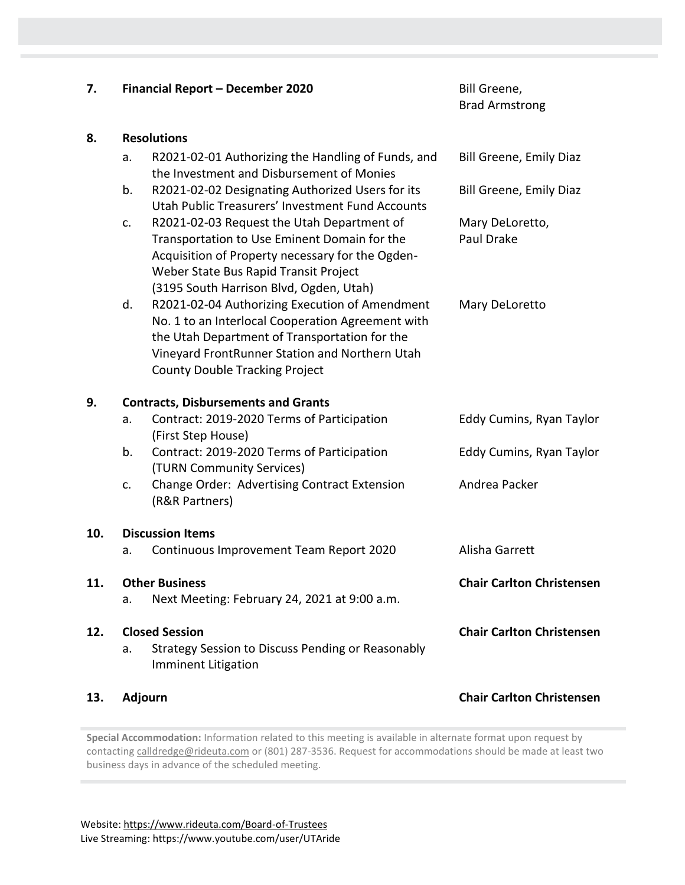**7. Financial Report – December 2020** — Bill Greene, Brad Armstrong

**8. Resolutions**

a. R2021-02-01 Authorizing the Handling of Funds, and the Investment and Disbursement of Monies — Bill Greene, Emily Diaz

b. R2021-02-02 Designating Authorized Users for its Utah Public Treasurers' Investment Fund Accounts — Bill Greene, Emily Diaz

c. R2021-02-03 Request the Utah Department of Transportation to Use Eminent Domain for the Acquisition of Property necessary for the Ogden-Weber State Bus Rapid Transit Project (3195 South Harrison Blvd, Ogden, Utah) — Mary DeLoretto, Paul Drake

d. R2021-02-04 Authorizing Execution of Amendment No. 1 to an Interlocal Cooperation Agreement with the Utah Department of Transportation for the Vineyard FrontRunner Station and Northern Utah County Double Tracking Project — Mary DeLoretto

**9. Contracts, Disbursements and Grants**

a. Contract: 2019-2020 Terms of Participation (First Step House) — Eddy Cumins, Ryan Taylor

b. Contract: 2019-2020 Terms of Participation (TURN Community Services) — Eddy Cumins, Ryan Taylor

c. Change Order: Advertising Contract Extension (R&R Partners) — Andrea Packer

**10. Discussion Items**

a. Continuous Improvement Team Report 2020 — Alisha Garrett

**11. Other Business** — **Chair Carlton Christensen**

a. Next Meeting: February 24, 2021 at 9:00 a.m.

**12. Closed Session** — **Chair Carlton Christensen**

a. Strategy Session to Discuss Pending or Reasonably Imminent Litigation

**13. Adjourn** — **Chair Carlton Christensen**

**Special Accommodation:** Information related to this meeting is available in alternate format upon request by contacting calldredge@rideuta.com or (801) 287-3536. Request for accommodations should be made at least two business days in advance of the scheduled meeting.

Website: https://www.rideuta.com/Board-of-Trustees
Live Streaming: https://www.youtube.com/user/UTAride